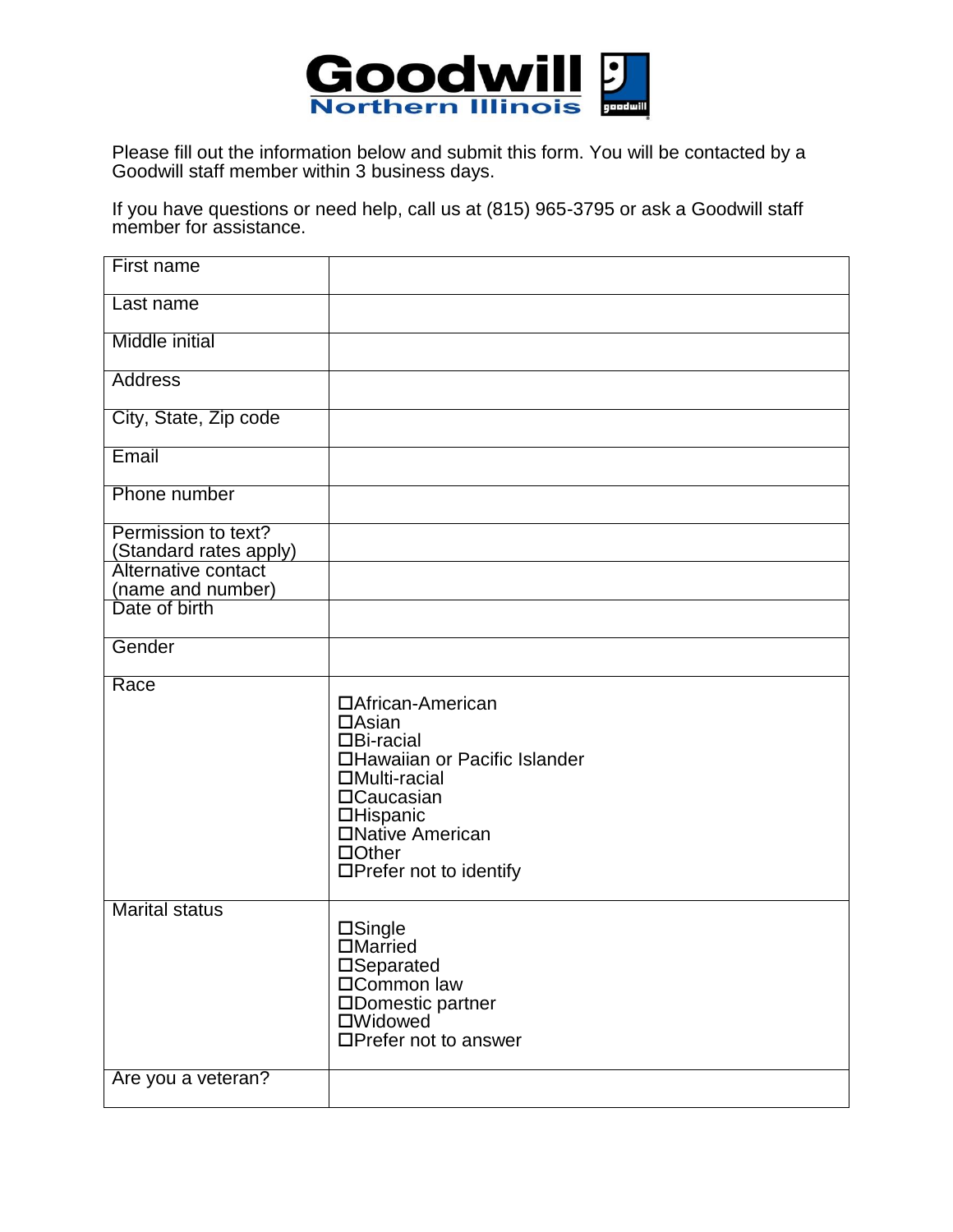# Goodwill Northern Illinois

Please fill out the information below and submit this form. You will be contacted by a Goodwill staff member within 3 business days.

If you have questions or need help, call us at (815) 965-3795 or ask a Goodwill staff member for assistance.

| Field | |
|---|---|
| First name | |
| Last name | |
| Middle initial | |
| Address | |
| City, State, Zip code | |
| Email | |
| Phone number | |
| Permission to text? (Standard rates apply) | |
| Alternative contact (name and number) | |
| Date of birth | |
| Gender | |
| Race | ☐African-American<br>☐Asian<br>☐Bi-racial<br>☐Hawaiian or Pacific Islander<br>☐Multi-racial<br>☐Caucasian<br>☐Hispanic<br>☐Native American<br>☐Other<br>☐Prefer not to identify |
| Marital status | ☐Single<br>☐Married<br>☐Separated<br>☐Common law<br>☐Domestic partner<br>☐Widowed<br>☐Prefer not to answer |
| Are you a veteran? | |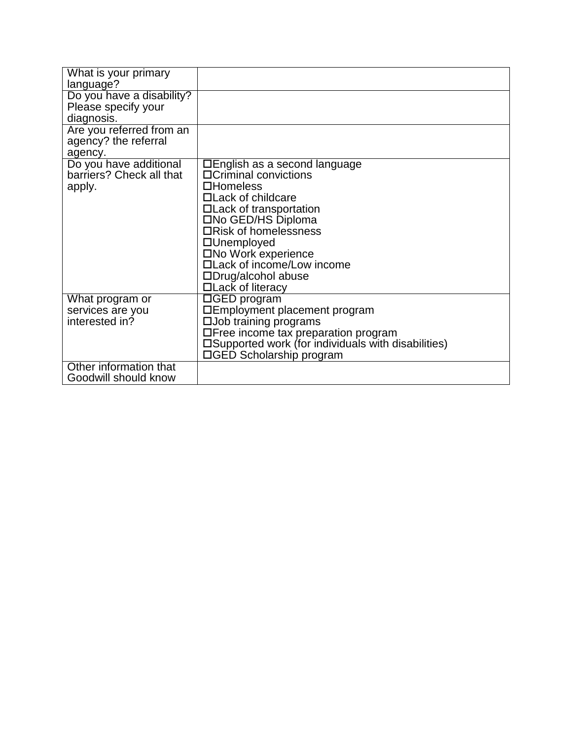| | |
|---|---|
| What is your primary language? | |
| Do you have a disability? Please specify your diagnosis. | |
| Are you referred from an agency? the referral agency. | |
| Do you have additional barriers? Check all that apply. | ☐English as a second language<br>☐Criminal convictions<br>☐Homeless<br>☐Lack of childcare<br>☐Lack of transportation<br>☐No GED/HS Diploma<br>☐Risk of homelessness<br>☐Unemployed<br>☐No Work experience<br>☐Lack of income/Low income<br>☐Drug/alcohol abuse<br>☐Lack of literacy |
| What program or services are you interested in? | ☐GED program<br>☐Employment placement program<br>☐Job training programs<br>☐Free income tax preparation program<br>☐Supported work (for individuals with disabilities)<br>☐GED Scholarship program |
| Other information that Goodwill should know | |